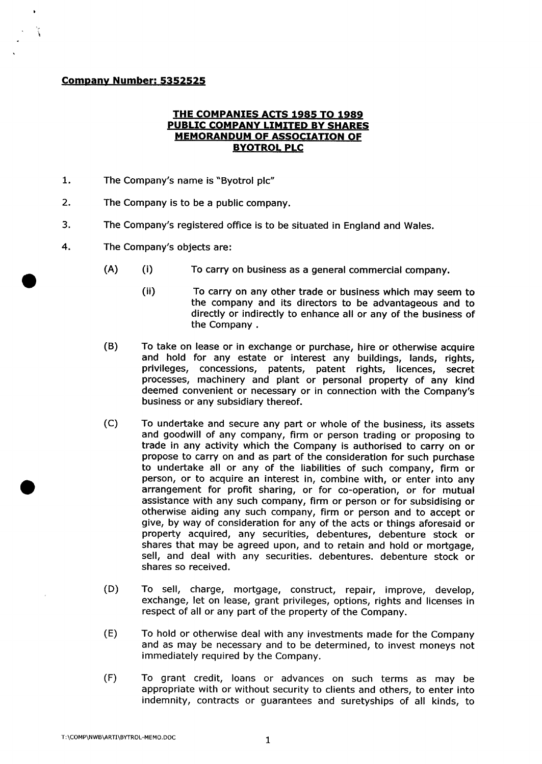**Company Number: 5352525**

**THE COMPANIES ACTS 1985 TO 1989**
**PUBLIC COMPANY LIMITED BY SHARES**
**MEMORANDUM OF ASSOCIATION OF**
**BYOTROL PLC**

1. The Company's name is "Byotrol plc"

2. The Company is to be a public company.

3. The Company's registered office is to be situated in England and Wales.

4. The Company's objects are:

   (A) (i) To carry on business as a general commercial company.

   (ii) To carry on any other trade or business which may seem to the company and its directors to be advantageous and to directly or indirectly to enhance all or any of the business of the Company .

   (B) To take on lease or in exchange or purchase, hire or otherwise acquire and hold for any estate or interest any buildings, lands, rights, privileges, concessions, patents, patent rights, licences, secret processes, machinery and plant or personal property of any kind deemed convenient or necessary or in connection with the Company's business or any subsidiary thereof.

   (C) To undertake and secure any part or whole of the business, its assets and goodwill of any company, firm or person trading or proposing to trade in any activity which the Company is authorised to carry on or propose to carry on and as part of the consideration for such purchase to undertake all or any of the liabilities of such company, firm or person, or to acquire an interest in, combine with, or enter into any arrangement for profit sharing, or for co-operation, or for mutual assistance with any such company, firm or person or for subsidising or otherwise aiding any such company, firm or person and to accept or give, by way of consideration for any of the acts or things aforesaid or property acquired, any securities, debentures, debenture stock or shares that may be agreed upon, and to retain and hold or mortgage, sell, and deal with any securities. debentures. debenture stock or shares so received.

   (D) To sell, charge, mortgage, construct, repair, improve, develop, exchange, let on lease, grant privileges, options, rights and licenses in respect of all or any part of the property of the Company.

   (E) To hold or otherwise deal with any investments made for the Company and as may be necessary and to be determined, to invest moneys not immediately required by the Company.

   (F) To grant credit, loans or advances on such terms as may be appropriate with or without security to clients and others, to enter into indemnity, contracts or guarantees and suretyships of all kinds, to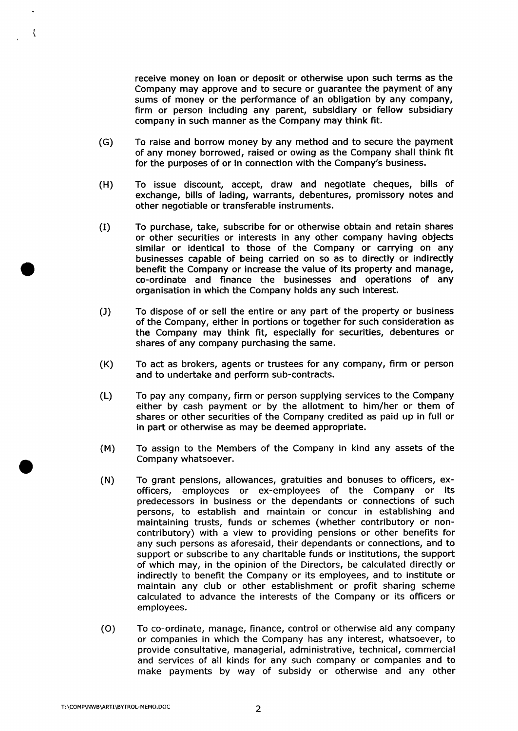receive money on loan or deposit or otherwise upon such terms as the Company may approve and to secure or guarantee the payment of any sums of money or the performance of an obligation by any company, firm or person including any parent, subsidiary or fellow subsidiary company in such manner as the Company may think fit.

(G) To raise and borrow money by any method and to secure the payment of any money borrowed, raised or owing as the Company shall think fit for the purposes of or in connection with the Company's business.

(H) To issue discount, accept, draw and negotiate cheques, bills of exchange, bills of lading, warrants, debentures, promissory notes and other negotiable or transferable instruments.

(I) To purchase, take, subscribe for or otherwise obtain and retain shares or other securities or interests in any other company having objects similar or identical to those of the Company or carrying on any businesses capable of being carried on so as to directly or indirectly benefit the Company or increase the value of its property and manage, co-ordinate and finance the businesses and operations of any organisation in which the Company holds any such interest.

(J) To dispose of or sell the entire or any part of the property or business of the Company, either in portions or together for such consideration as the Company may think fit, especially for securities, debentures or shares of any company purchasing the same.

(K) To act as brokers, agents or trustees for any company, firm or person and to undertake and perform sub-contracts.

(L) To pay any company, firm or person supplying services to the Company either by cash payment or by the allotment to him/her or them of shares or other securities of the Company credited as paid up in full or in part or otherwise as may be deemed appropriate.

(M) To assign to the Members of the Company in kind any assets of the Company whatsoever.

(N) To grant pensions, allowances, gratuities and bonuses to officers, ex-officers, employees or ex-employees of the Company or its predecessors in business or the dependants or connections of such persons, to establish and maintain or concur in establishing and maintaining trusts, funds or schemes (whether contributory or non-contributory) with a view to providing pensions or other benefits for any such persons as aforesaid, their dependants or connections, and to support or subscribe to any charitable funds or institutions, the support of which may, in the opinion of the Directors, be calculated directly or indirectly to benefit the Company or its employees, and to institute or maintain any club or other establishment or profit sharing scheme calculated to advance the interests of the Company or its officers or employees.

(O) To co-ordinate, manage, finance, control or otherwise aid any company or companies in which the Company has any interest, whatsoever, to provide consultative, managerial, administrative, technical, commercial and services of all kinds for any such company or companies and to make payments by way of subsidy or otherwise and any other

T:\COMP\NWB\ARTI\BYTROL-MEMO.DOC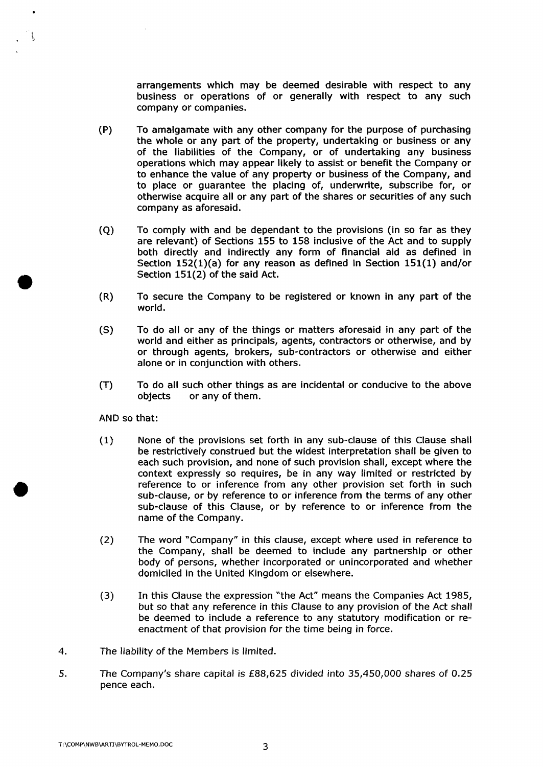arrangements which may be deemed desirable with respect to any business or operations of or generally with respect to any such company or companies.

(P) To amalgamate with any other company for the purpose of purchasing the whole or any part of the property, undertaking or business or any of the liabilities of the Company, or of undertaking any business operations which may appear likely to assist or benefit the Company or to enhance the value of any property or business of the Company, and to place or guarantee the placing of, underwrite, subscribe for, or otherwise acquire all or any part of the shares or securities of any such company as aforesaid.

(Q) To comply with and be dependant to the provisions (in so far as they are relevant) of Sections 155 to 158 inclusive of the Act and to supply both directly and indirectly any form of financial aid as defined in Section 152(1)(a) for any reason as defined in Section 151(1) and/or Section 151(2) of the said Act.

(R) To secure the Company to be registered or known in any part of the world.

(S) To do all or any of the things or matters aforesaid in any part of the world and either as principals, agents, contractors or otherwise, and by or through agents, brokers, sub-contractors or otherwise and either alone or in conjunction with others.

(T) To do all such other things as are incidental or conducive to the above objects or any of them.

AND so that:

(1) None of the provisions set forth in any sub-clause of this Clause shall be restrictively construed but the widest interpretation shall be given to each such provision, and none of such provision shall, except where the context expressly so requires, be in any way limited or restricted by reference to or inference from any other provision set forth in such sub-clause, or by reference to or inference from the terms of any other sub-clause of this Clause, or by reference to or inference from the name of the Company.

(2) The word "Company" in this clause, except where used in reference to the Company, shall be deemed to include any partnership or other body of persons, whether incorporated or unincorporated and whether domiciled in the United Kingdom or elsewhere.

(3) In this Clause the expression "the Act" means the Companies Act 1985, but so that any reference in this Clause to any provision of the Act shall be deemed to include a reference to any statutory modification or re-enactment of that provision for the time being in force.

4. The liability of the Members is limited.

5. The Company's share capital is £88,625 divided into 35,450,000 shares of 0.25 pence each.

T:\COMP\NWB\ARTI\BYTROL-MEMO.DOC